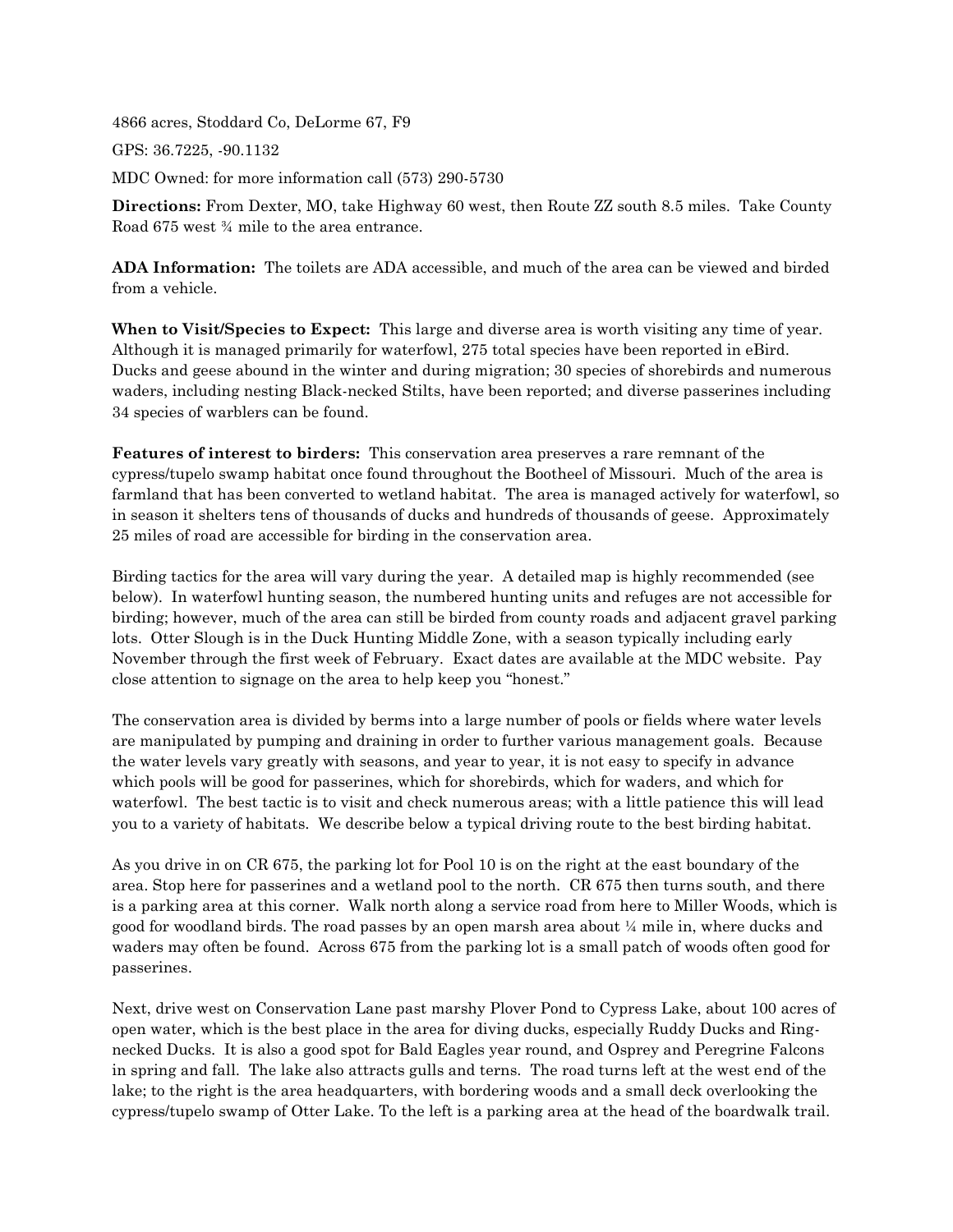4866 acres, Stoddard Co, DeLorme 67, F9

GPS: 36.7225, -90.1132

MDC Owned: for more information call (573) 290-5730

**Directions:** From Dexter, MO, take Highway 60 west, then Route ZZ south 8.5 miles. Take County Road 675 west ¾ mile to the area entrance.

**ADA Information:** The toilets are ADA accessible, and much of the area can be viewed and birded from a vehicle.

**When to Visit/Species to Expect:** This large and diverse area is worth visiting any time of year. Although it is managed primarily for waterfowl, 275 total species have been reported in eBird. Ducks and geese abound in the winter and during migration; 30 species of shorebirds and numerous waders, including nesting Black-necked Stilts, have been reported; and diverse passerines including 34 species of warblers can be found.

**Features of interest to birders:** This conservation area preserves a rare remnant of the cypress/tupelo swamp habitat once found throughout the Bootheel of Missouri. Much of the area is farmland that has been converted to wetland habitat. The area is managed actively for waterfowl, so in season it shelters tens of thousands of ducks and hundreds of thousands of geese. Approximately 25 miles of road are accessible for birding in the conservation area.

Birding tactics for the area will vary during the year. A detailed map is highly recommended (see below). In waterfowl hunting season, the numbered hunting units and refuges are not accessible for birding; however, much of the area can still be birded from county roads and adjacent gravel parking lots. Otter Slough is in the Duck Hunting Middle Zone, with a season typically including early November through the first week of February. Exact dates are available at the MDC website. Pay close attention to signage on the area to help keep you "honest."

The conservation area is divided by berms into a large number of pools or fields where water levels are manipulated by pumping and draining in order to further various management goals. Because the water levels vary greatly with seasons, and year to year, it is not easy to specify in advance which pools will be good for passerines, which for shorebirds, which for waders, and which for waterfowl. The best tactic is to visit and check numerous areas; with a little patience this will lead you to a variety of habitats. We describe below a typical driving route to the best birding habitat.

As you drive in on CR 675, the parking lot for Pool 10 is on the right at the east boundary of the area. Stop here for passerines and a wetland pool to the north. CR 675 then turns south, and there is a parking area at this corner. Walk north along a service road from here to Miller Woods, which is good for woodland birds. The road passes by an open marsh area about ¼ mile in, where ducks and waders may often be found. Across 675 from the parking lot is a small patch of woods often good for passerines.

Next, drive west on Conservation Lane past marshy Plover Pond to Cypress Lake, about 100 acres of open water, which is the best place in the area for diving ducks, especially Ruddy Ducks and Ring-necked Ducks. It is also a good spot for Bald Eagles year round, and Osprey and Peregrine Falcons in spring and fall. The lake also attracts gulls and terns. The road turns left at the west end of the lake; to the right is the area headquarters, with bordering woods and a small deck overlooking the cypress/tupelo swamp of Otter Lake. To the left is a parking area at the head of the boardwalk trail.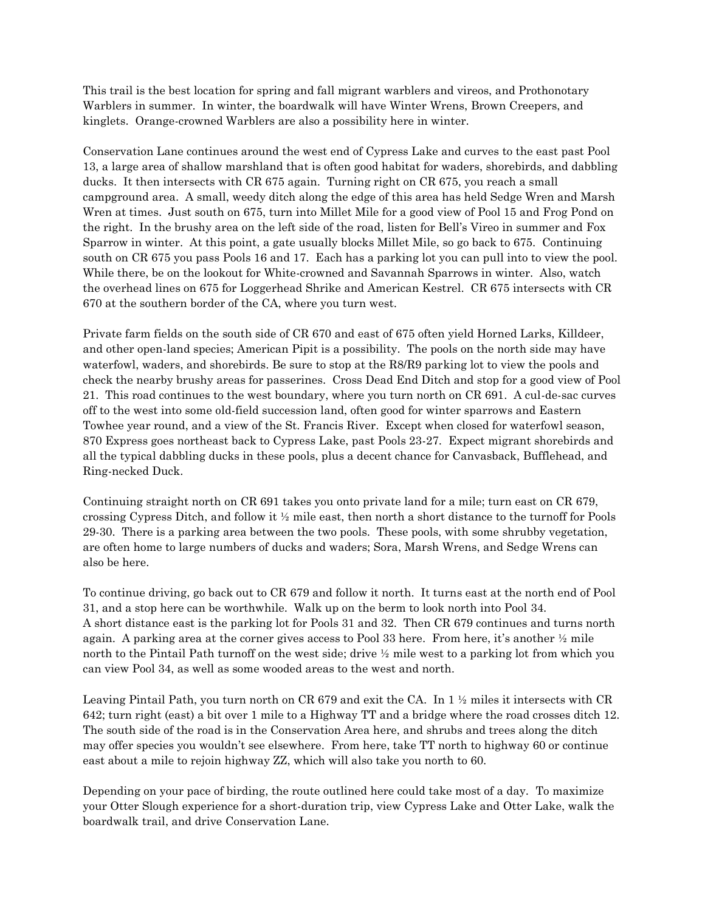This trail is the best location for spring and fall migrant warblers and vireos, and Prothonotary Warblers in summer. In winter, the boardwalk will have Winter Wrens, Brown Creepers, and kinglets. Orange-crowned Warblers are also a possibility here in winter.

Conservation Lane continues around the west end of Cypress Lake and curves to the east past Pool 13, a large area of shallow marshland that is often good habitat for waders, shorebirds, and dabbling ducks. It then intersects with CR 675 again. Turning right on CR 675, you reach a small campground area. A small, weedy ditch along the edge of this area has held Sedge Wren and Marsh Wren at times. Just south on 675, turn into Millet Mile for a good view of Pool 15 and Frog Pond on the right. In the brushy area on the left side of the road, listen for Bell's Vireo in summer and Fox Sparrow in winter. At this point, a gate usually blocks Millet Mile, so go back to 675. Continuing south on CR 675 you pass Pools 16 and 17. Each has a parking lot you can pull into to view the pool. While there, be on the lookout for White-crowned and Savannah Sparrows in winter. Also, watch the overhead lines on 675 for Loggerhead Shrike and American Kestrel. CR 675 intersects with CR 670 at the southern border of the CA, where you turn west.

Private farm fields on the south side of CR 670 and east of 675 often yield Horned Larks, Killdeer, and other open-land species; American Pipit is a possibility. The pools on the north side may have waterfowl, waders, and shorebirds. Be sure to stop at the R8/R9 parking lot to view the pools and check the nearby brushy areas for passerines. Cross Dead End Ditch and stop for a good view of Pool 21. This road continues to the west boundary, where you turn north on CR 691. A cul-de-sac curves off to the west into some old-field succession land, often good for winter sparrows and Eastern Towhee year round, and a view of the St. Francis River. Except when closed for waterfowl season, 870 Express goes northeast back to Cypress Lake, past Pools 23-27. Expect migrant shorebirds and all the typical dabbling ducks in these pools, plus a decent chance for Canvasback, Bufflehead, and Ring-necked Duck.

Continuing straight north on CR 691 takes you onto private land for a mile; turn east on CR 679, crossing Cypress Ditch, and follow it ½ mile east, then north a short distance to the turnoff for Pools 29-30. There is a parking area between the two pools. These pools, with some shrubby vegetation, are often home to large numbers of ducks and waders; Sora, Marsh Wrens, and Sedge Wrens can also be here.

To continue driving, go back out to CR 679 and follow it north. It turns east at the north end of Pool 31, and a stop here can be worthwhile. Walk up on the berm to look north into Pool 34. A short distance east is the parking lot for Pools 31 and 32. Then CR 679 continues and turns north again. A parking area at the corner gives access to Pool 33 here. From here, it's another ½ mile north to the Pintail Path turnoff on the west side; drive ½ mile west to a parking lot from which you can view Pool 34, as well as some wooded areas to the west and north.

Leaving Pintail Path, you turn north on CR 679 and exit the CA. In 1 ½ miles it intersects with CR 642; turn right (east) a bit over 1 mile to a Highway TT and a bridge where the road crosses ditch 12. The south side of the road is in the Conservation Area here, and shrubs and trees along the ditch may offer species you wouldn't see elsewhere. From here, take TT north to highway 60 or continue east about a mile to rejoin highway ZZ, which will also take you north to 60.

Depending on your pace of birding, the route outlined here could take most of a day. To maximize your Otter Slough experience for a short-duration trip, view Cypress Lake and Otter Lake, walk the boardwalk trail, and drive Conservation Lane.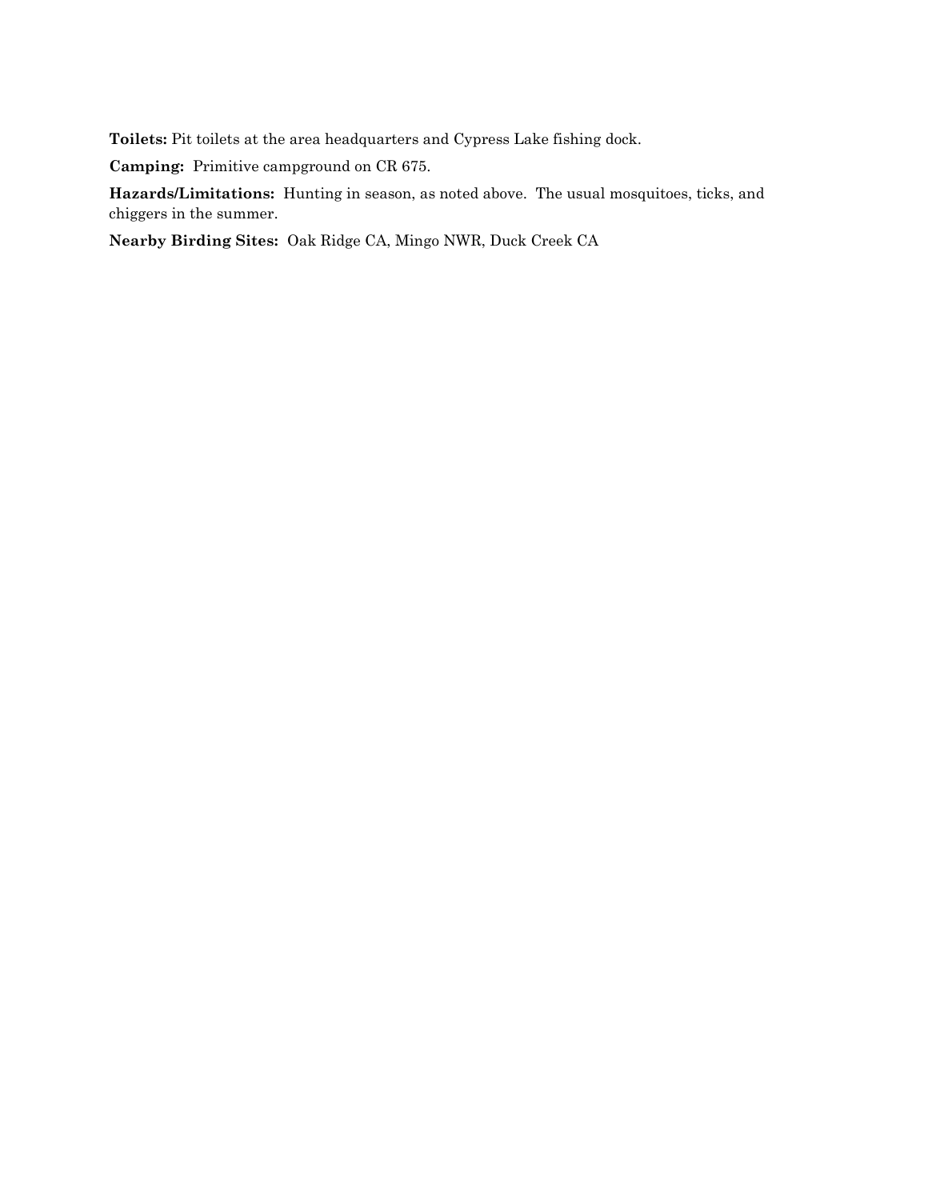**Toilets:** Pit toilets at the area headquarters and Cypress Lake fishing dock.

**Camping:** Primitive campground on CR 675.

**Hazards/Limitations:** Hunting in season, as noted above. The usual mosquitoes, ticks, and chiggers in the summer.

**Nearby Birding Sites:** Oak Ridge CA, Mingo NWR, Duck Creek CA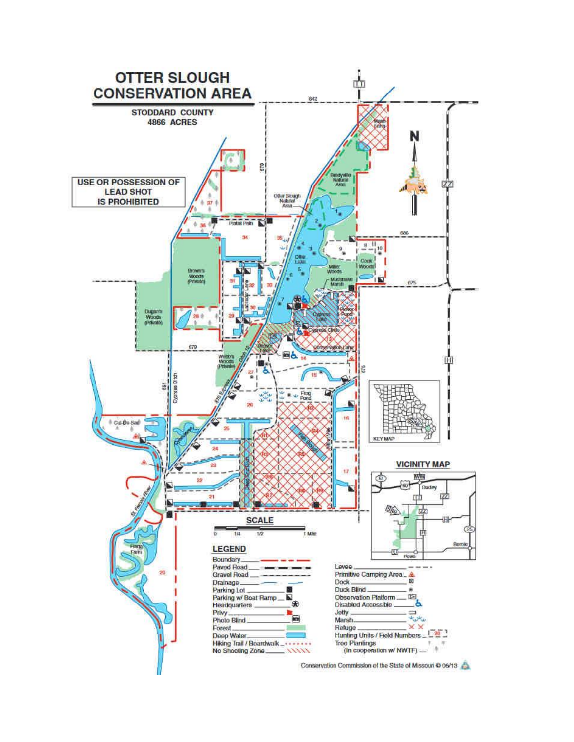# OTTER SLOUGH CONSERVATION AREA

**STODDARD COUNTY**
**4866 ACRES**

**USE OR POSSESSION OF LEAD SHOT IS PROHIBITED**

Otter Slough Natural Area
Bradyville Natural Area
Marsh Lake
Pintail Path
Otter Lake
Miller Woods
Cook Woods
Mudsnake Marsh
Brown's Woods (Private)
Dugan's Woods (Private)
Webb's Woods (Private)
Cypress Lake
Plover Pond
Cypress Circle
Conservation Lane
Beaver Lake
Frog Pond
Cypress Ditch
870 Express
Cul-De-Sac
St. Francis River
Flagg Farm
Lab Lane
Teal Slough
Mallard Way
Dove Dip

842
673
686
675
679
691
ZZ
H
TT

1 2 3 4 5 6 7 8 9 10 11 12 13 14 15 16 17 20 21 22 23 24 25 26 27 28 29 30 31 32 33 34 35 36 37
R1 R2 R3 R4 R5 R6 R7 R8 R9 R10

N

KEY MAP

## VICINITY MAP

WW
60
51
TT
ZZ
H
25
U
Dudley
Bernie
Powe
Site

## SCALE

0 1/4 1/2 1 Mile

## LEGEND

- Boundary
- Paved Road
- Gravel Road
- Drainage
- Parking Lot
- Parking w/ Boat Ramp
- Headquarters
- Privy
- Photo Blind
- Forest
- Deep Water
- Hiking Trail / Boardwalk
- No Shooting Zone
- Levee
- Primitive Camping Area
- Dock
- Duck Blind
- Observation Platform
- Disabled Accessible
- Jetty
- Marsh
- Refuge
- Hunting Units / Field Numbers
- Tree Plantings (In cooperation w/ NWTF)

Conservation Commission of the State of Missouri © 06/13